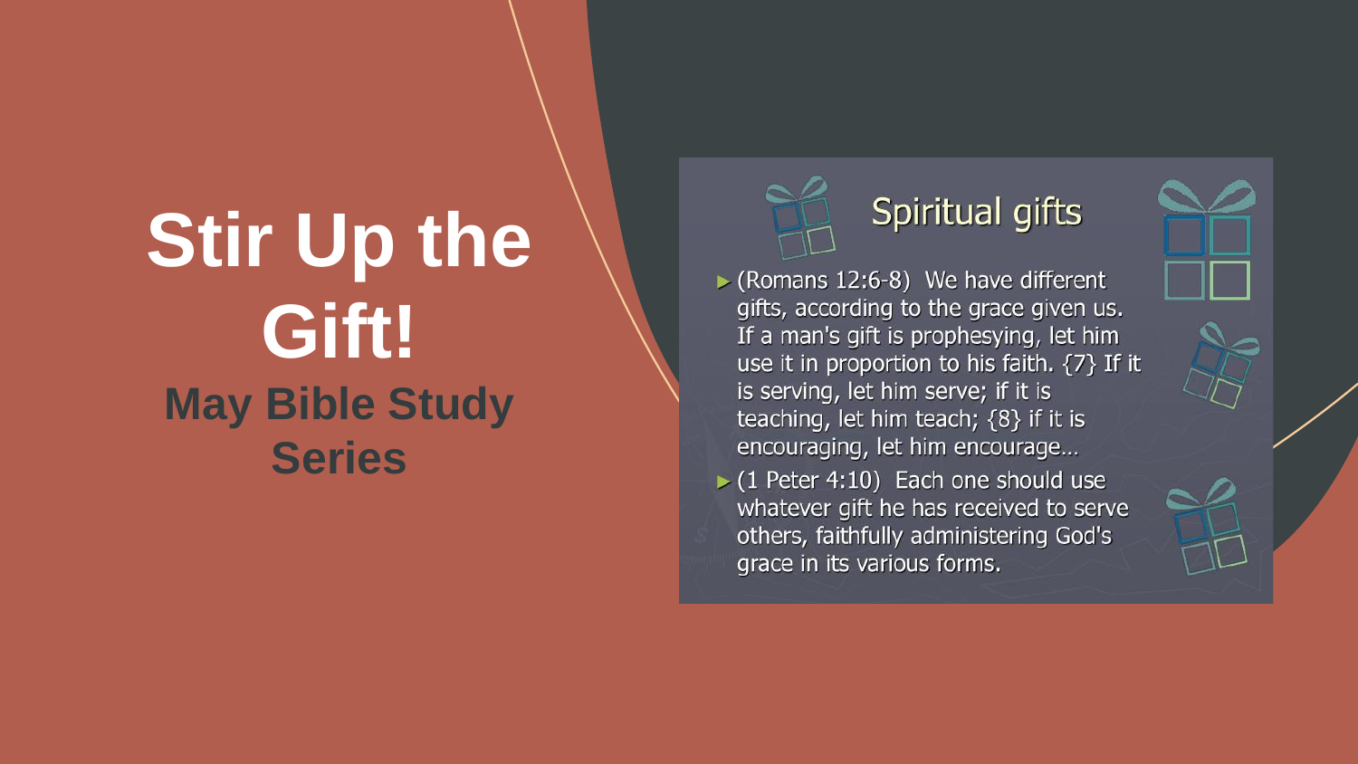# Stir Up the Gift!

## May Bible Study Series

### Spiritual gifts

- (Romans 12:6-8) We have different gifts, according to the grace given us. If a man's gift is prophesying, let him use it in proportion to his faith. {7} If it is serving, let him serve; if it is teaching, let him teach; {8} if it is encouraging, let him encourage…
- (1 Peter 4:10) Each one should use whatever gift he has received to serve others, faithfully administering God's grace in its various forms.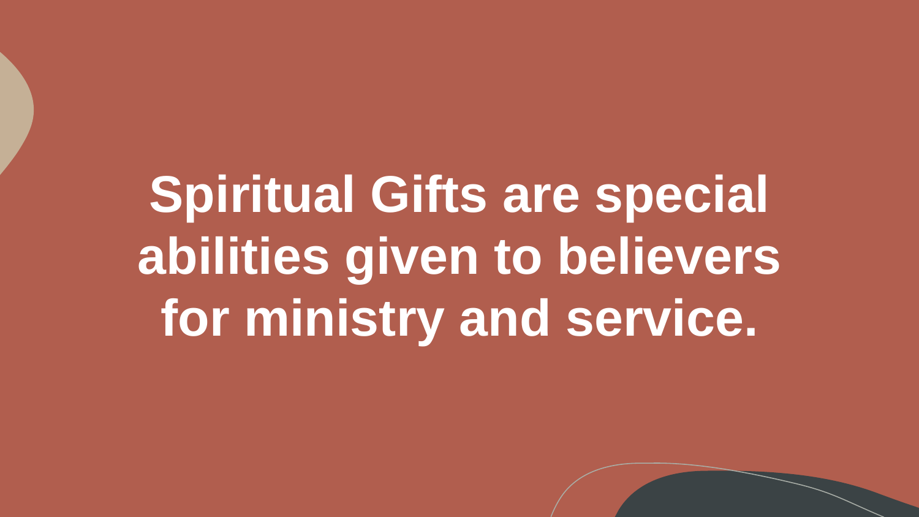**Spiritual Gifts are special abilities given to believers for ministry and service.**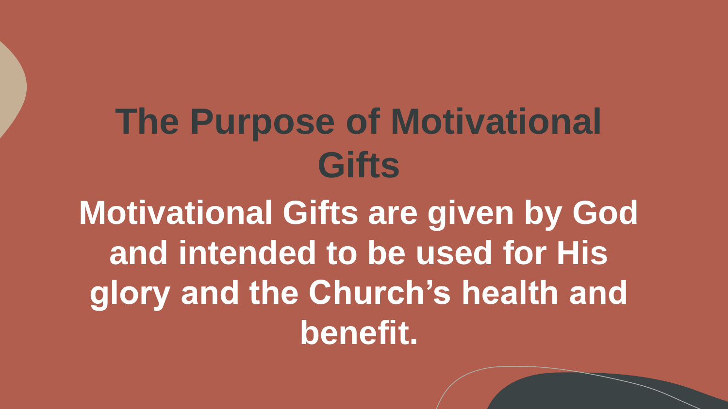# The Purpose of Motivational Gifts

**Motivational Gifts are given by God and intended to be used for His glory and the Church's health and benefit.**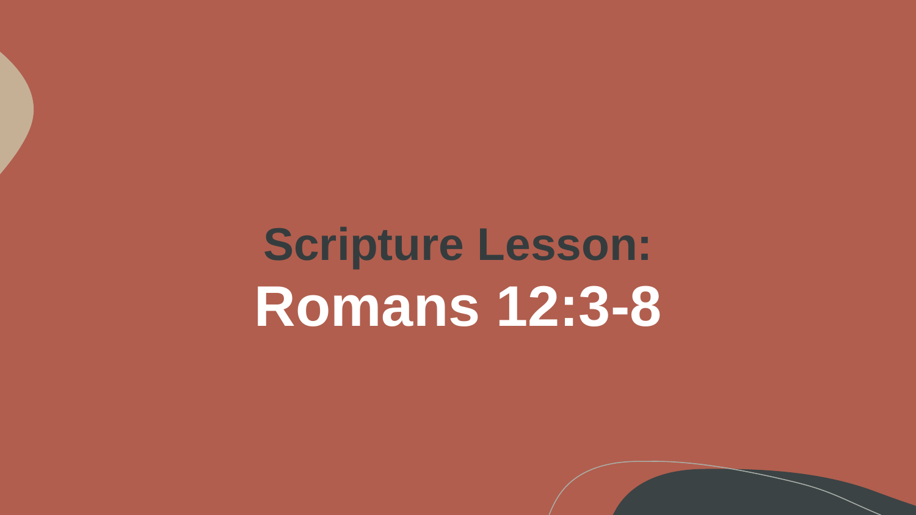# Scripture Lesson:
# Romans 12:3-8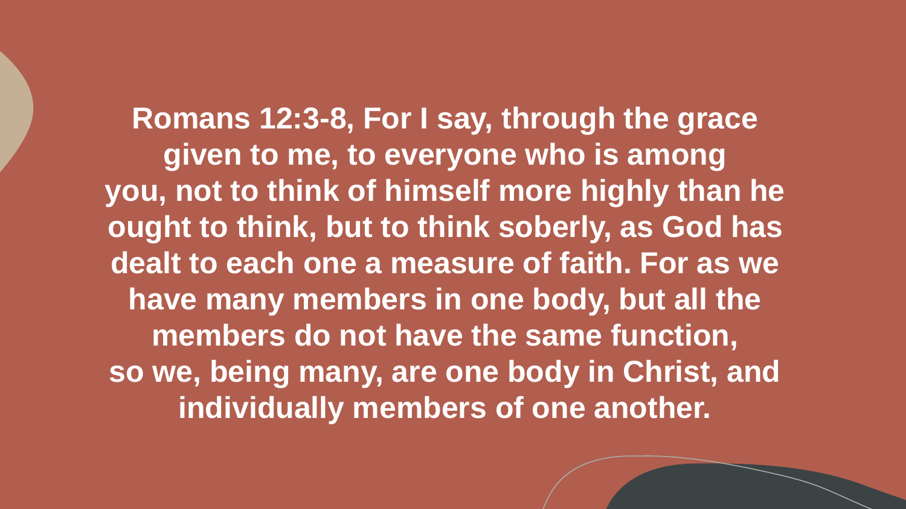**Romans 12:3-8, For I say, through the grace given to me, to everyone who is among you, not to think of himself more highly than he ought to think, but to think soberly, as God has dealt to each one a measure of faith. For as we have many members in one body, but all the members do not have the same function, so we, being many, are one body in Christ, and individually members of one another.**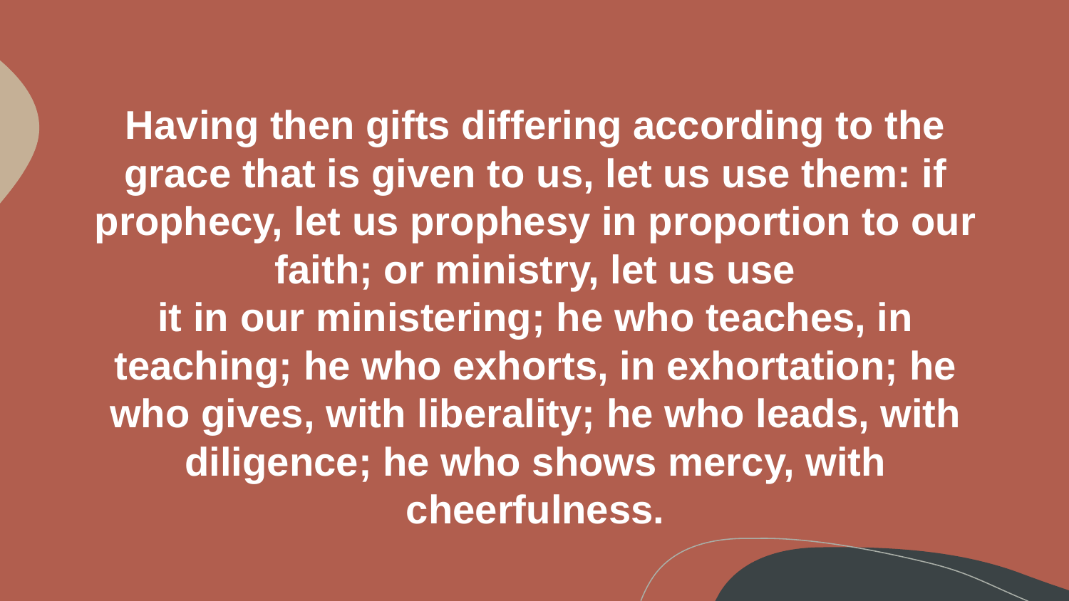**Having then gifts differing according to the grace that is given to us, let us use them: if prophecy, let us prophesy in proportion to our faith; or ministry, let us use it in our ministering; he who teaches, in teaching; he who exhorts, in exhortation; he who gives, with liberality; he who leads, with diligence; he who shows mercy, with cheerfulness.**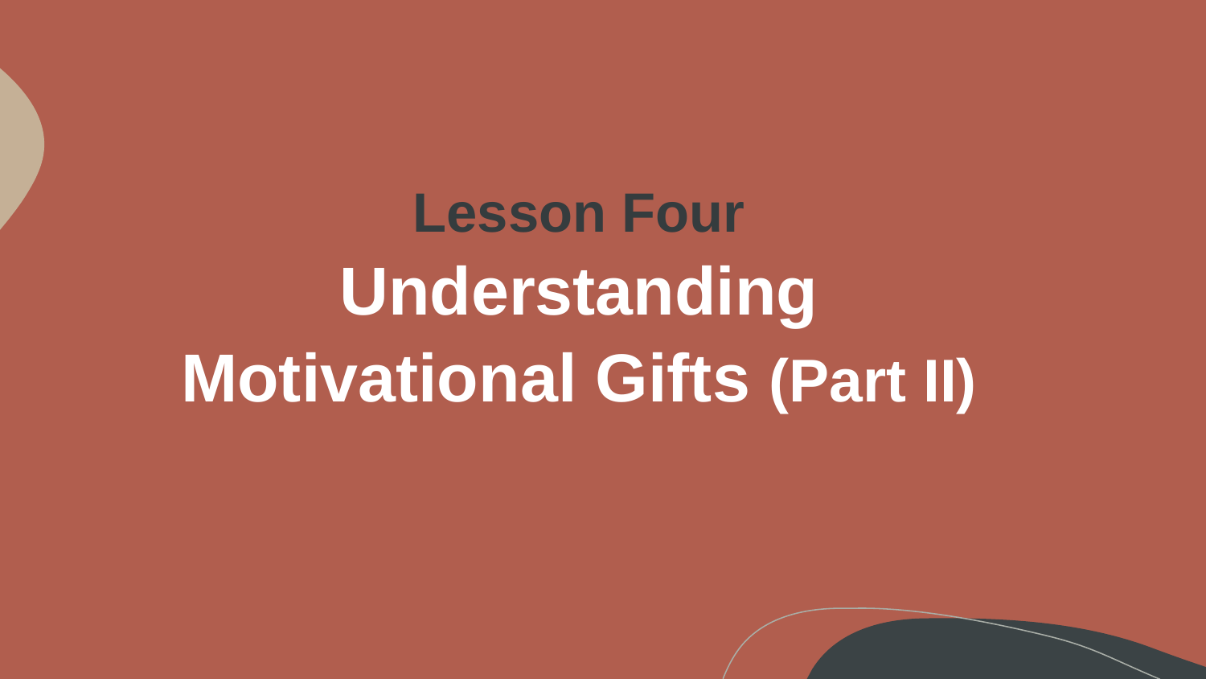## Lesson Four

# Understanding Motivational Gifts (Part II)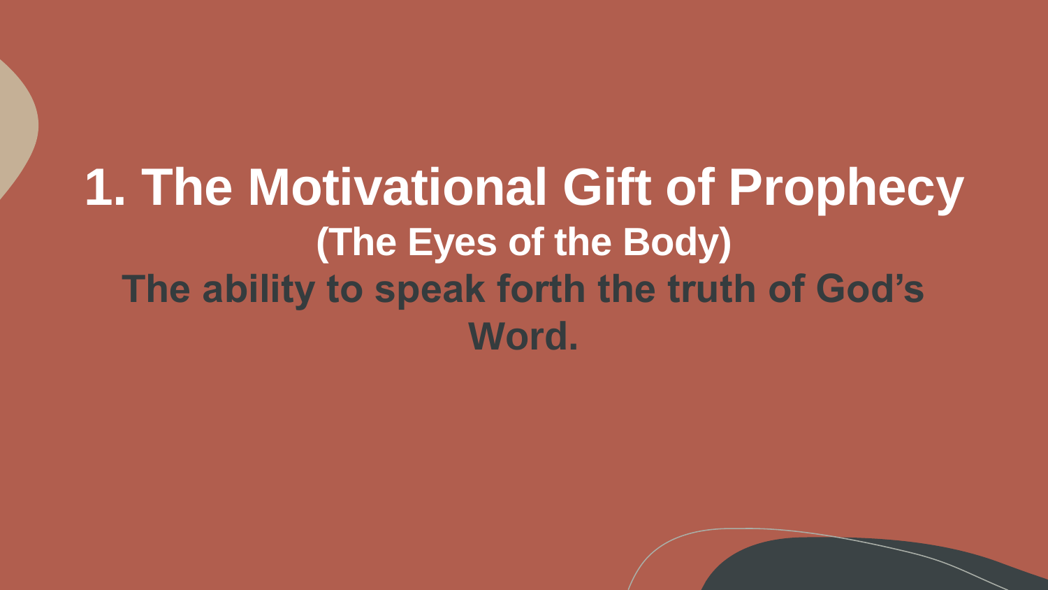# 1. The Motivational Gift of Prophecy

## (The Eyes of the Body)

**The ability to speak forth the truth of God's Word.**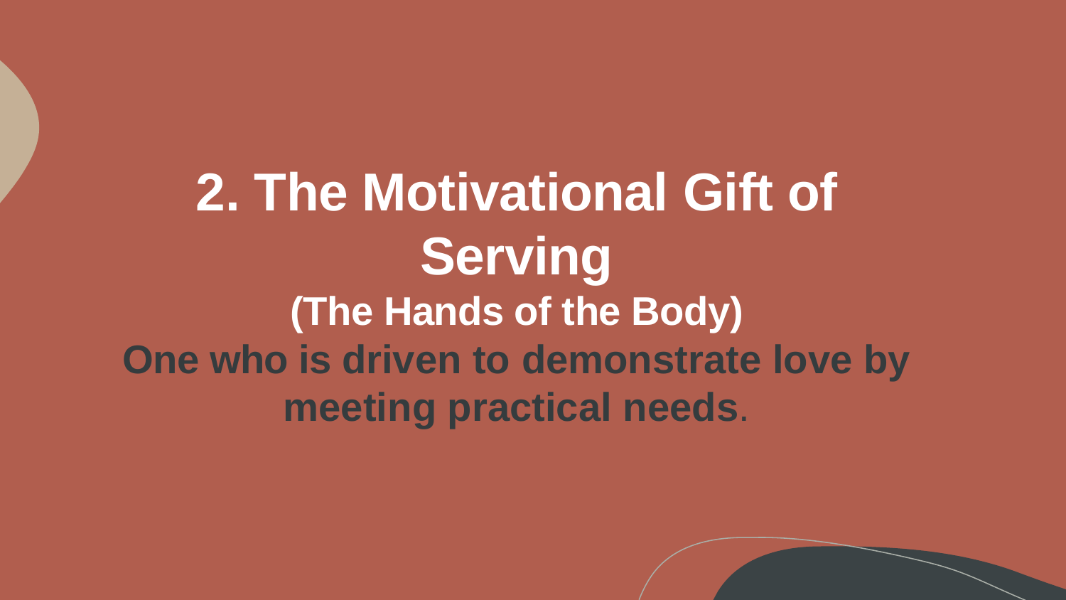# 2. The Motivational Gift of Serving

**(The Hands of the Body)**

**One who is driven to demonstrate love by meeting practical needs.**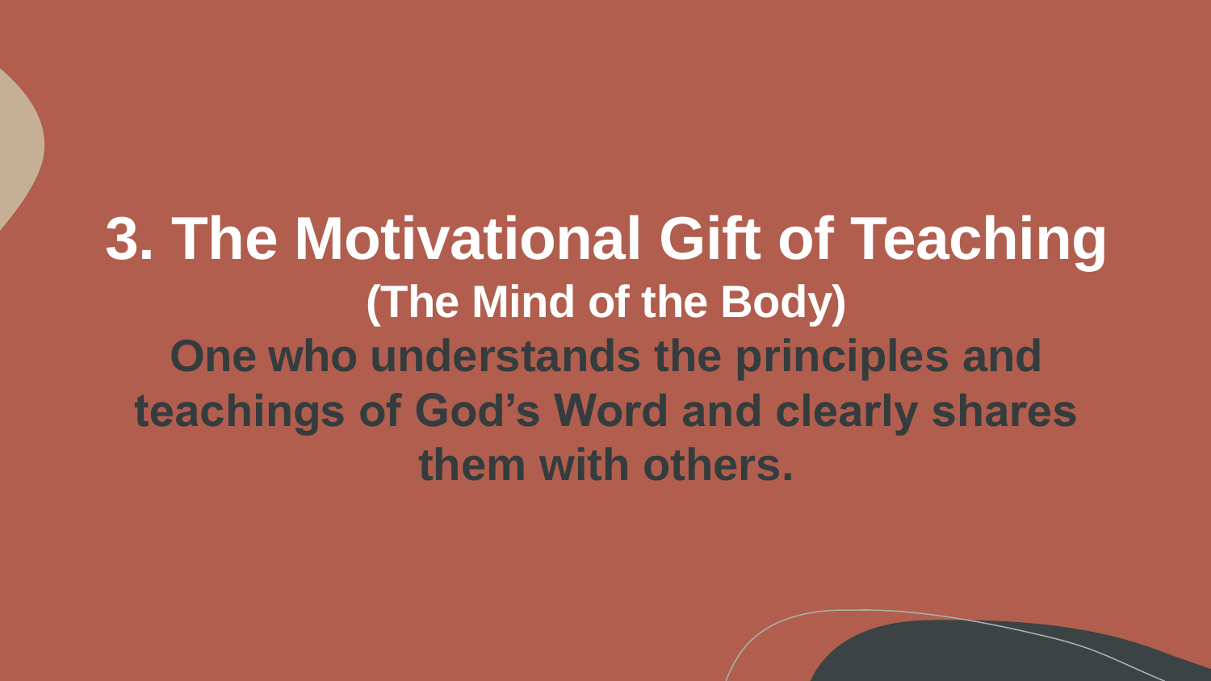# 3. The Motivational Gift of Teaching

## (The Mind of the Body)

**One who understands the principles and teachings of God's Word and clearly shares them with others.**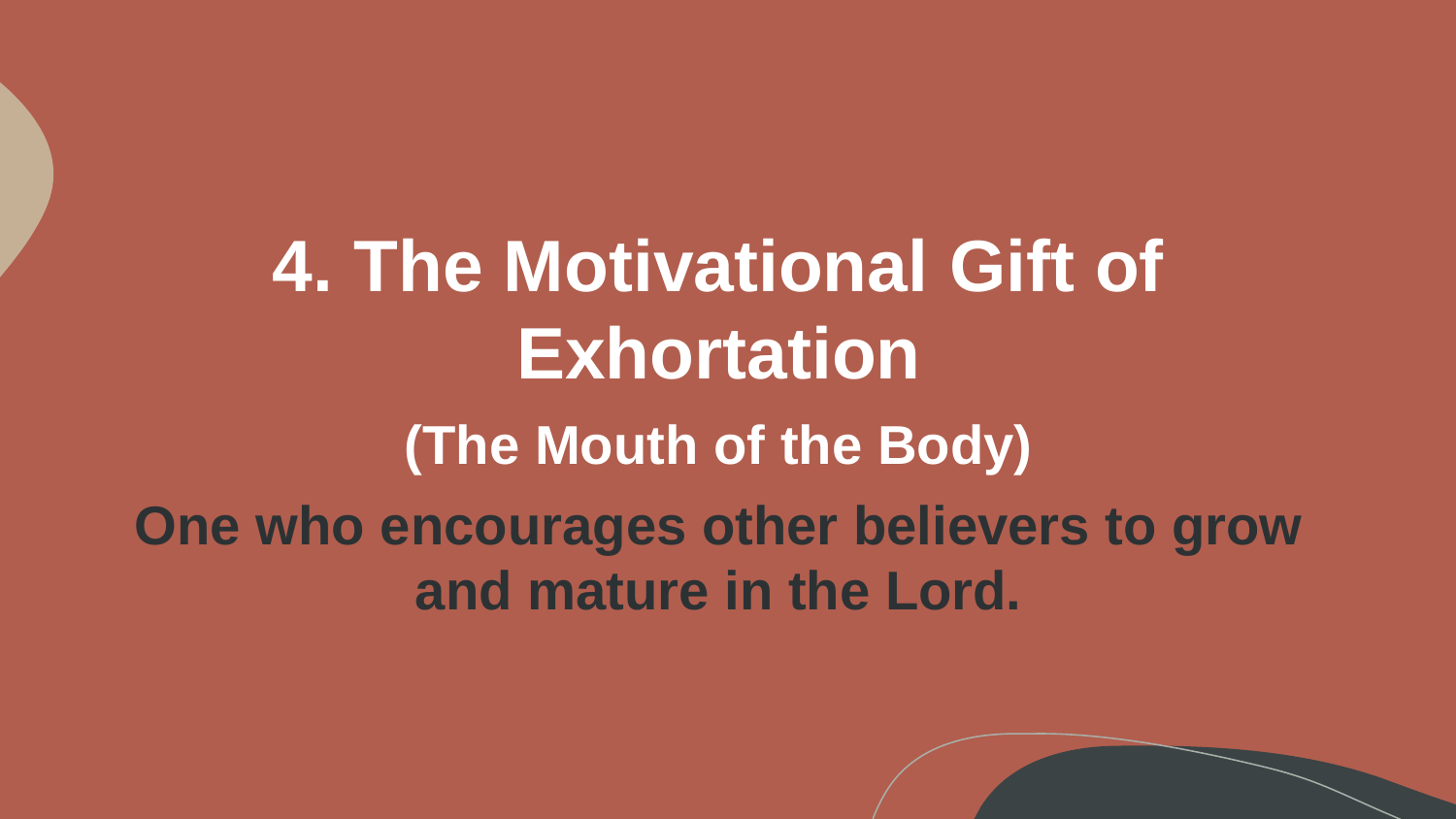# 4. The Motivational Gift of Exhortation

### (The Mouth of the Body)

**One who encourages other believers to grow and mature in the Lord.**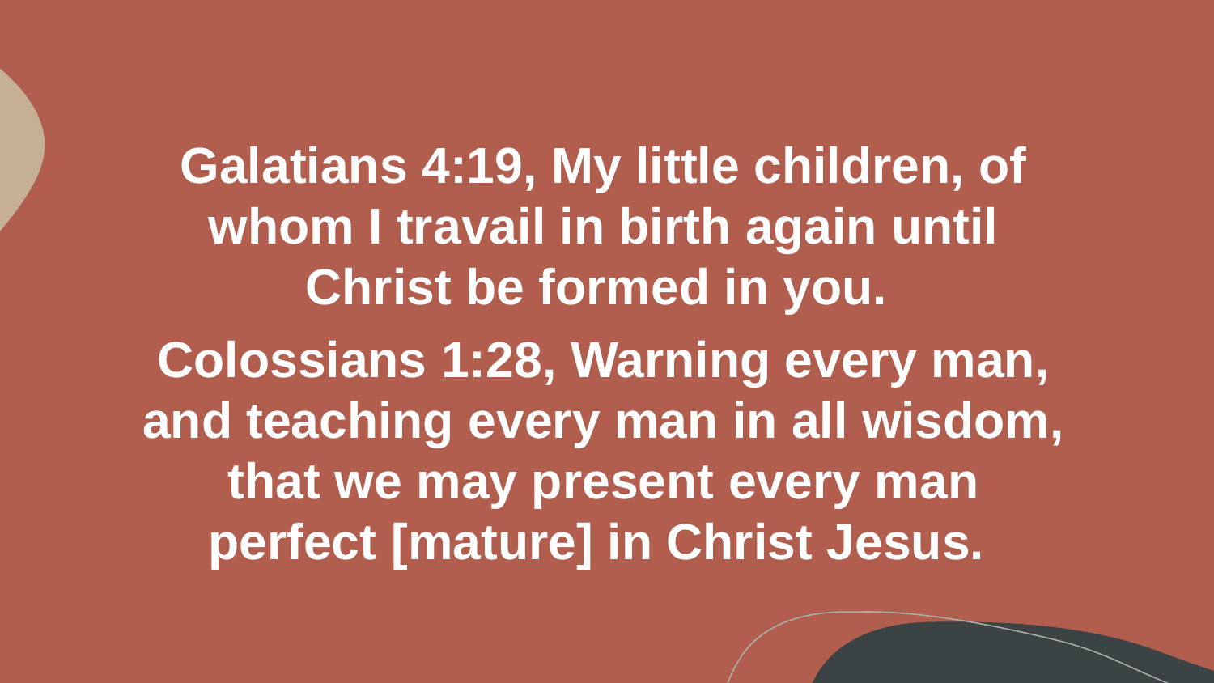**Galatians 4:19, My little children, of whom I travail in birth again until Christ be formed in you.**

**Colossians 1:28, Warning every man, and teaching every man in all wisdom, that we may present every man perfect [mature] in Christ Jesus.**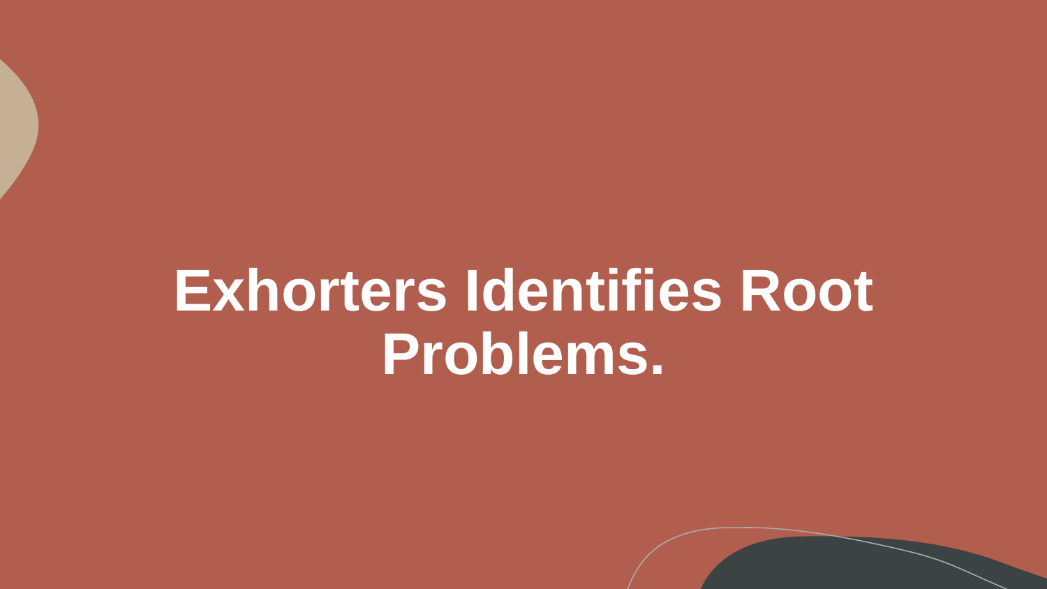# Exhorters Identifies Root Problems.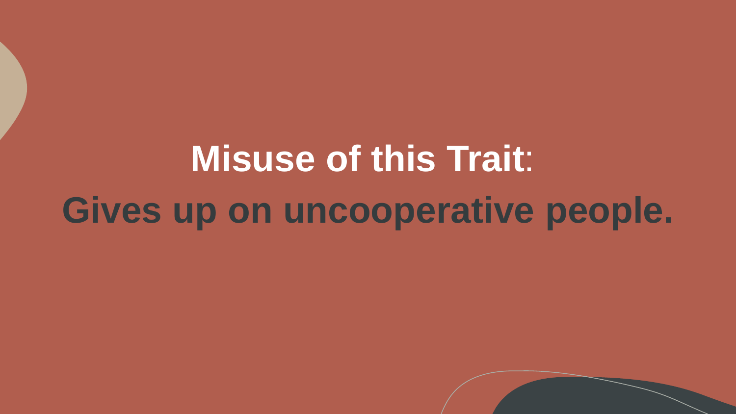# Misuse of this Trait:

# Gives up on uncooperative people.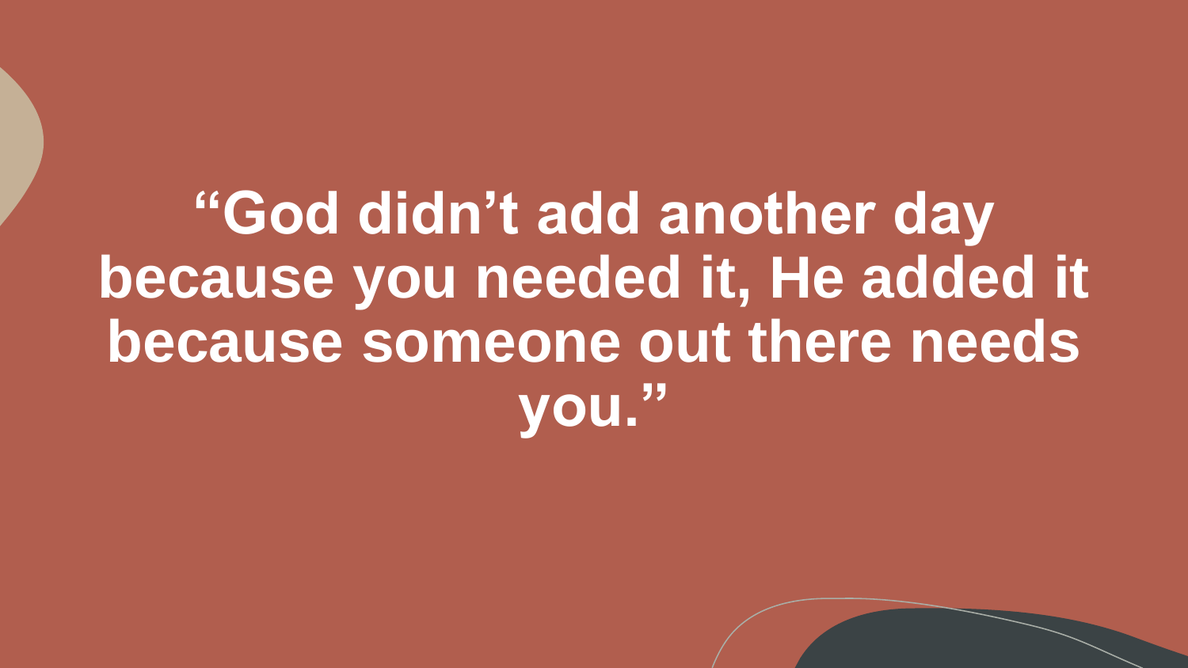**“God didn’t add another day because you needed it, He added it because someone out there needs you.”**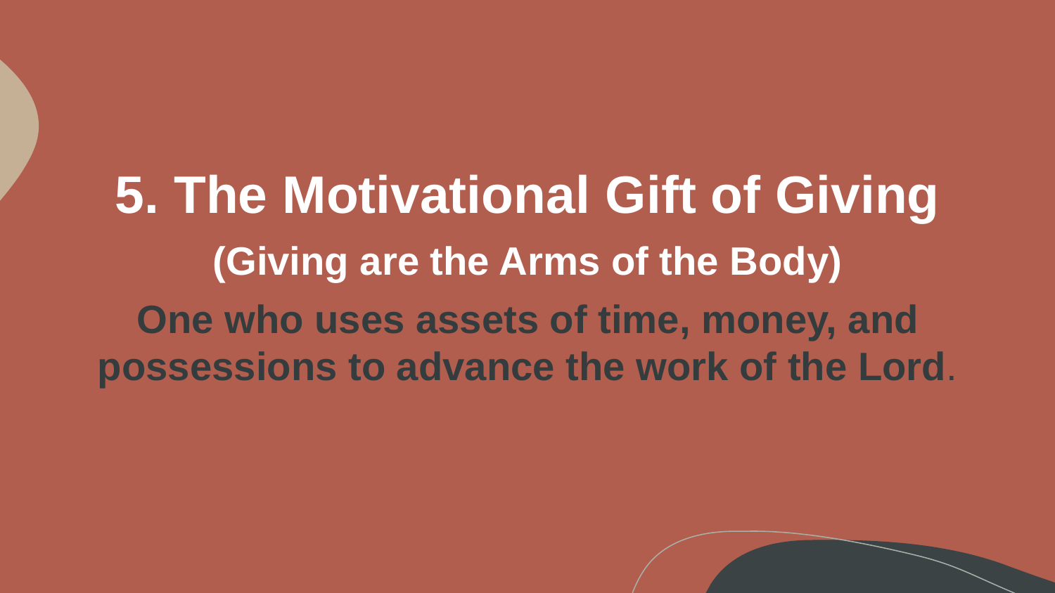# 5. The Motivational Gift of Giving

## (Giving are the Arms of the Body)

**One who uses assets of time, money, and possessions to advance the work of the Lord.**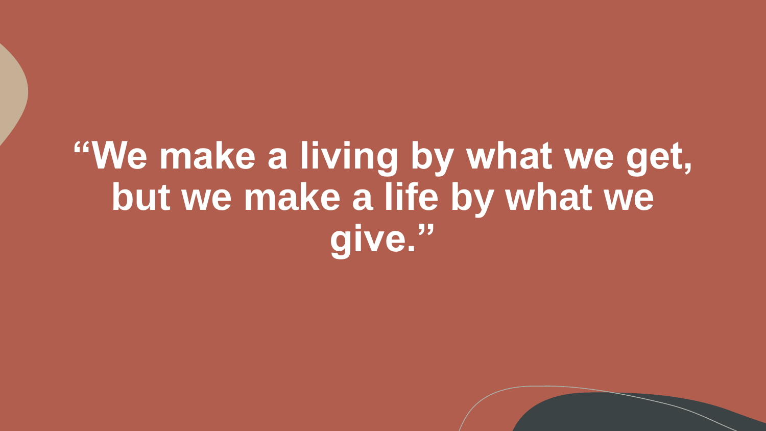**“We make a living by what we get, but we make a life by what we give.”**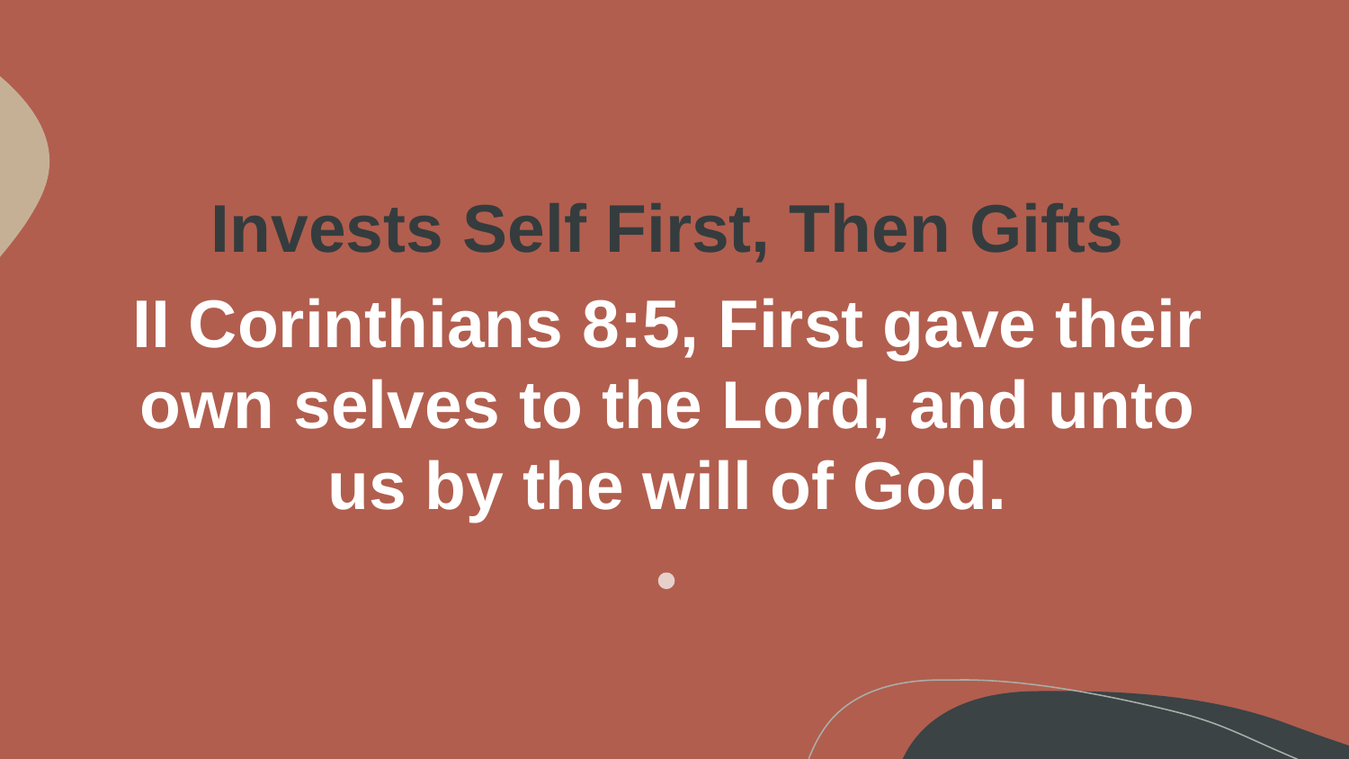# Invests Self First, Then Gifts

**II Corinthians 8:5, First gave their own selves to the Lord, and unto us by the will of God.**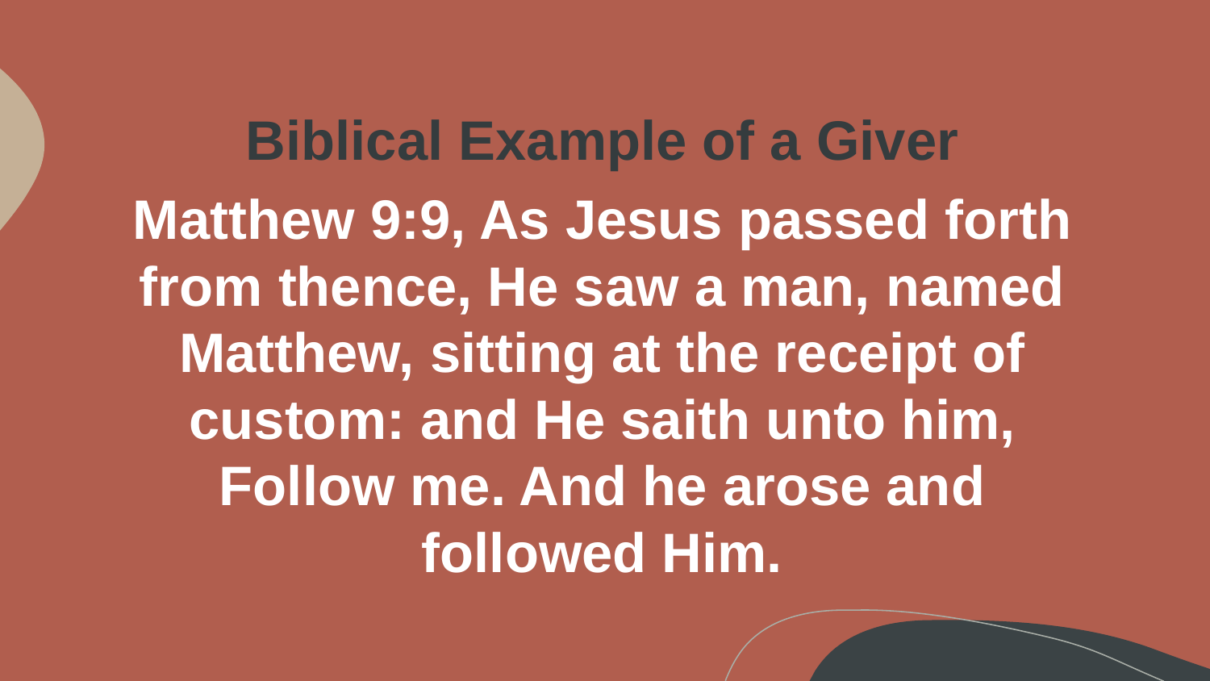# Biblical Example of a Giver

**Matthew 9:9, As Jesus passed forth from thence, He saw a man, named Matthew, sitting at the receipt of custom: and He saith unto him, Follow me. And he arose and followed Him.**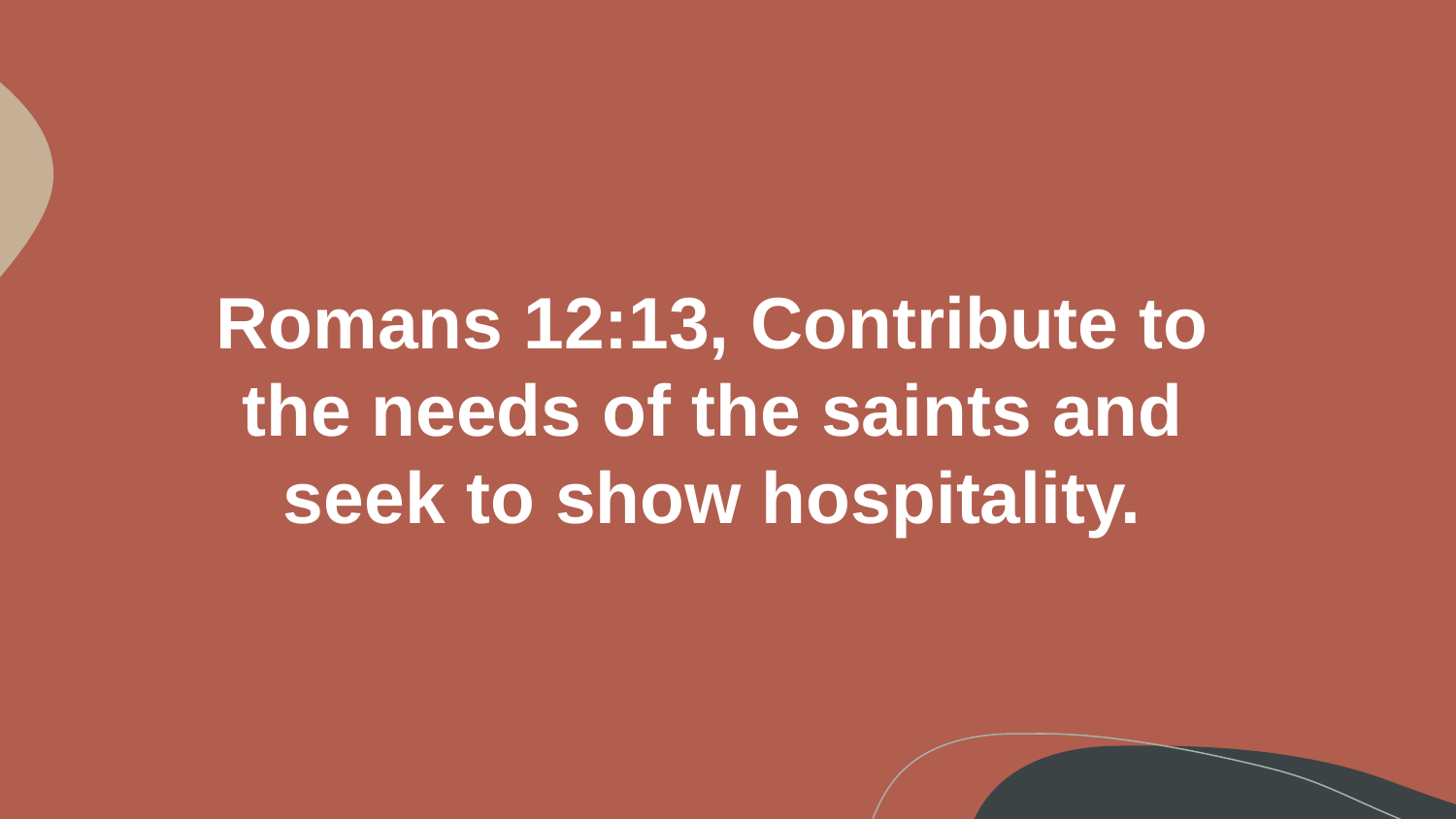**Romans 12:13, Contribute to the needs of the saints and seek to show hospitality.**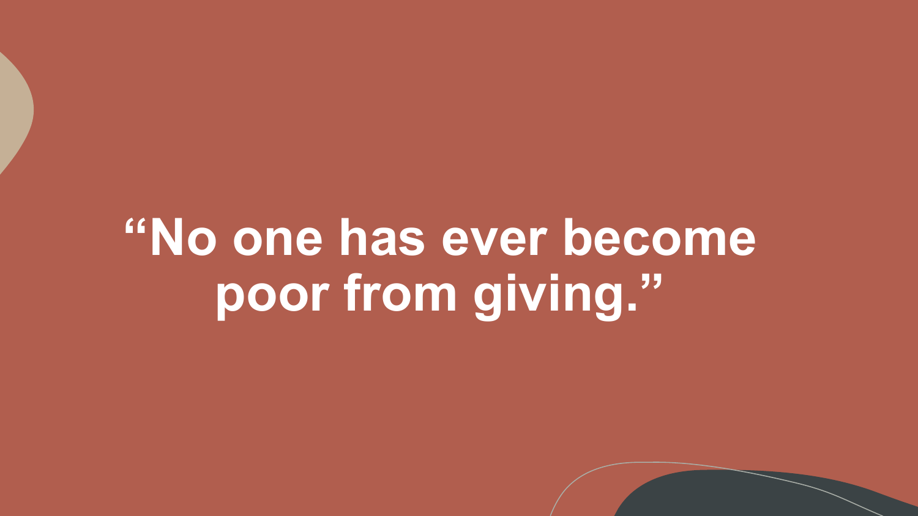**“No one has ever become poor from giving.”**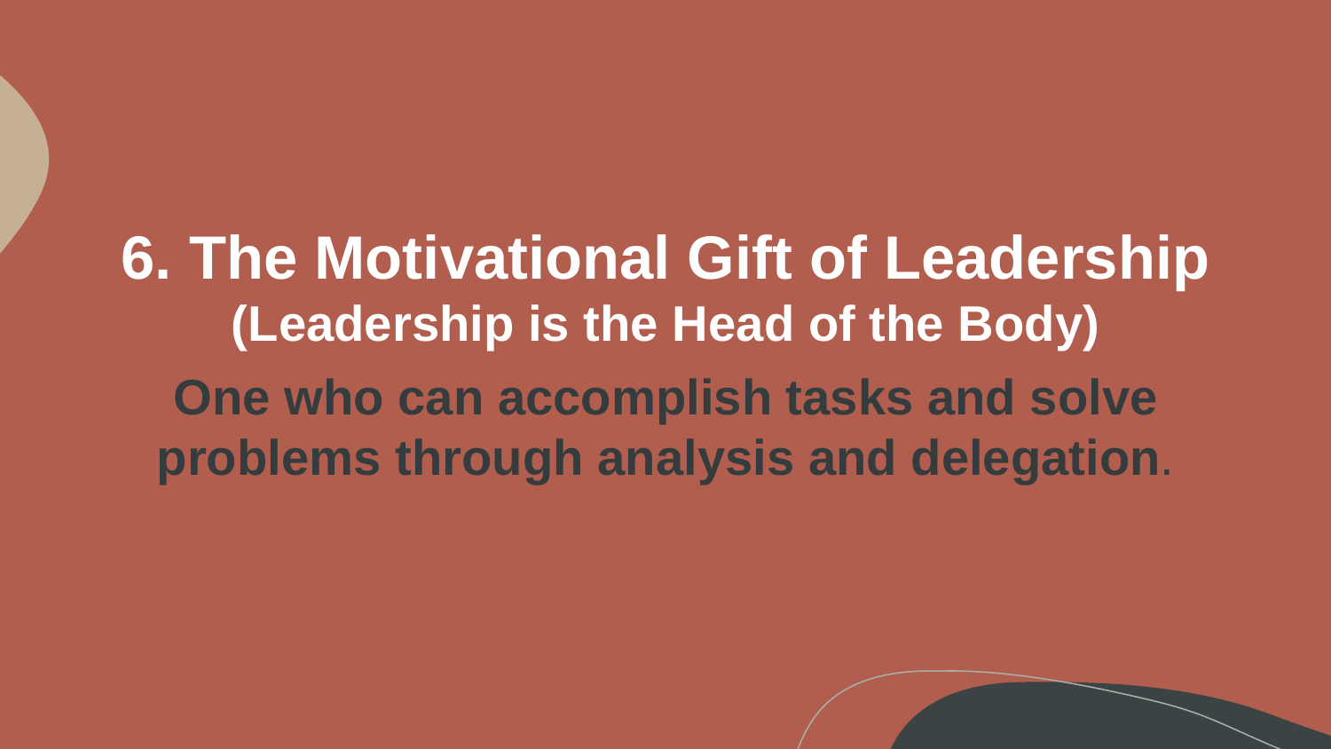# 6. The Motivational Gift of Leadership

## (Leadership is the Head of the Body)

**One who can accomplish tasks and solve problems through analysis and delegation.**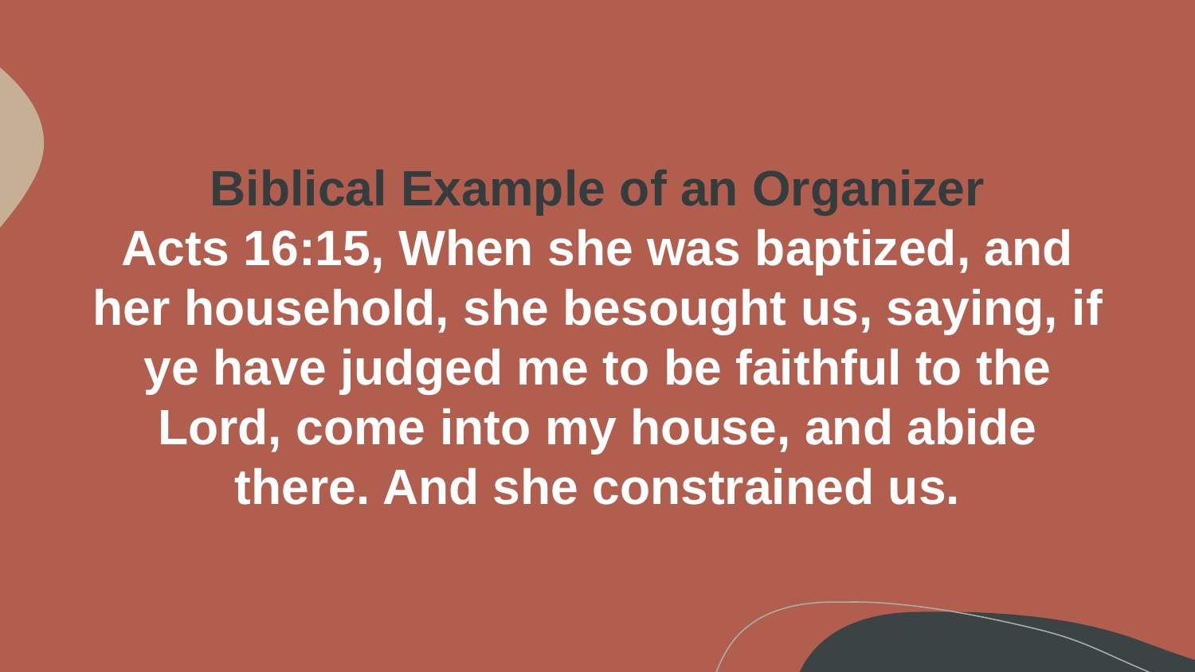# Biblical Example of an Organizer

**Acts 16:15, When she was baptized, and her household, she besought us, saying, if ye have judged me to be faithful to the Lord, come into my house, and abide there. And she constrained us.**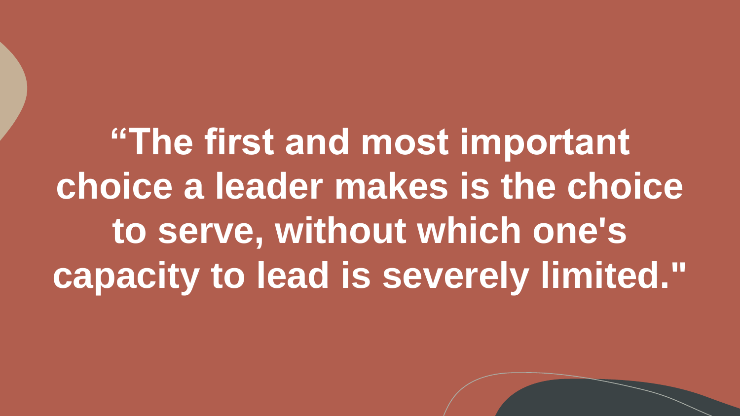“The first and most important choice a leader makes is the choice to serve, without which one's capacity to lead is severely limited."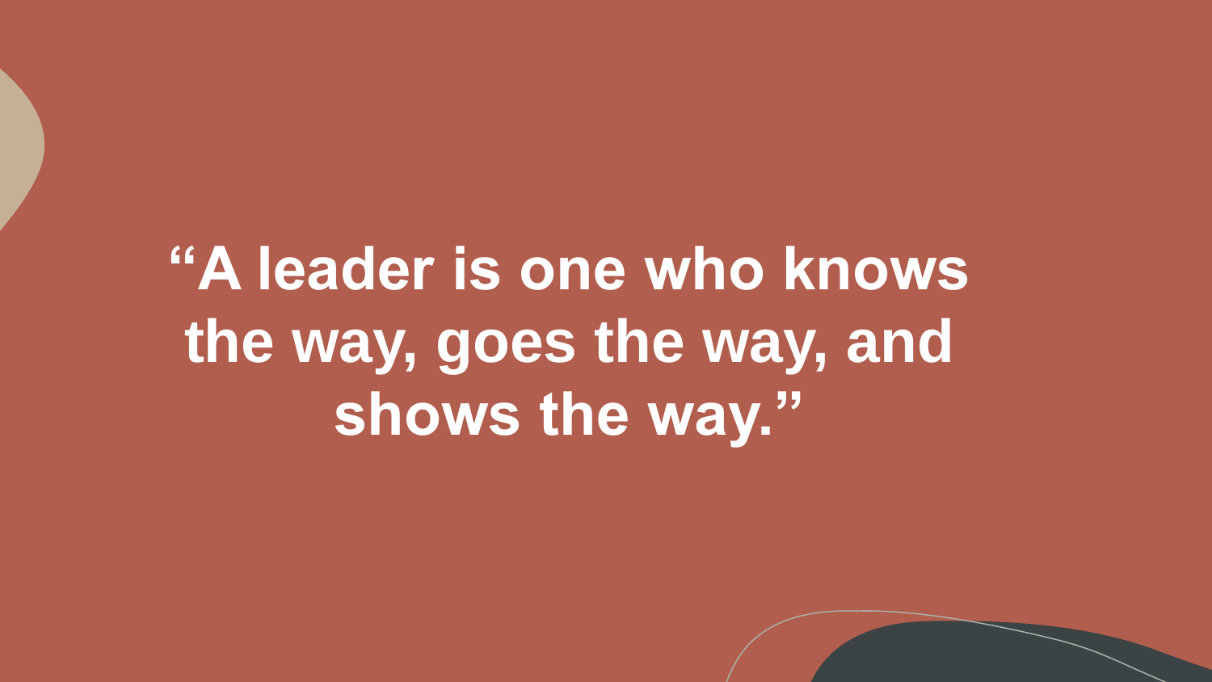**“A leader is one who knows the way, goes the way, and shows the way.”**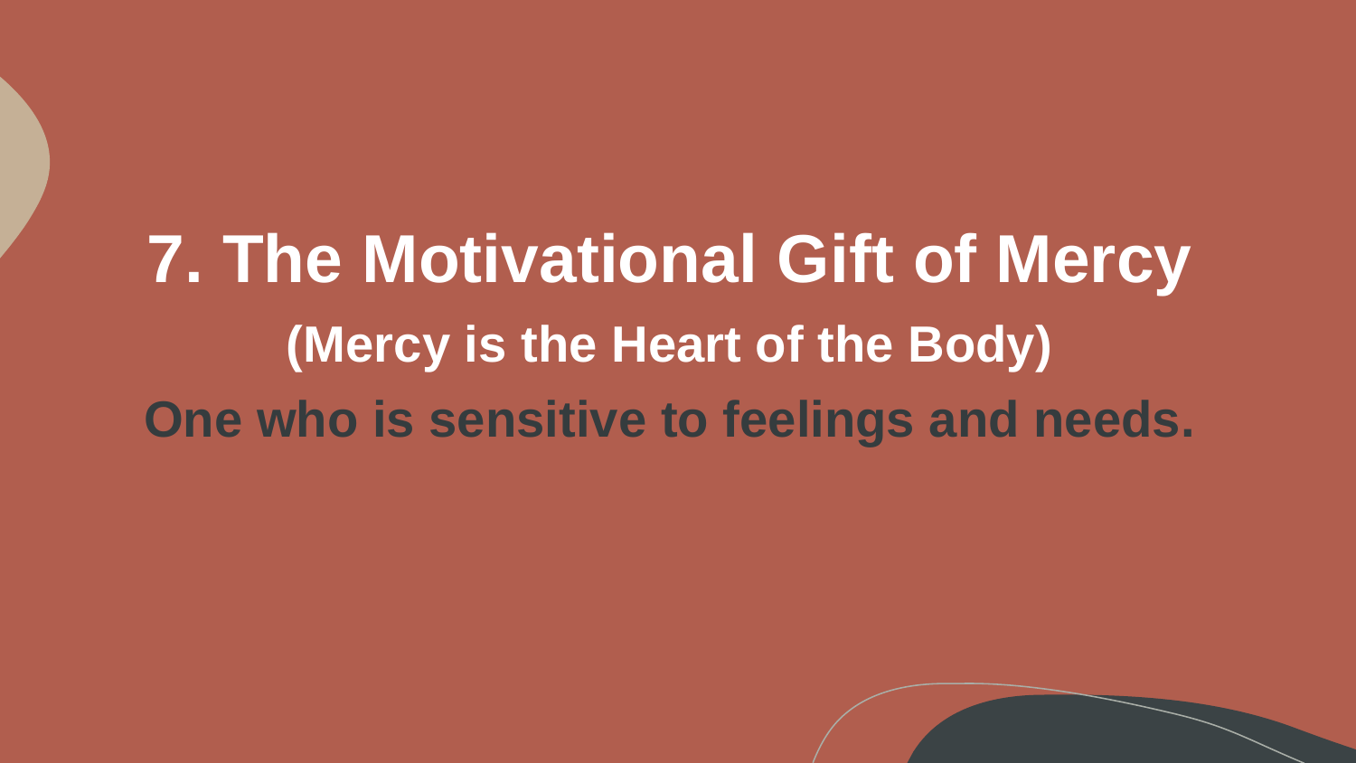# 7. The Motivational Gift of Mercy

## (Mercy is the Heart of the Body)

**One who is sensitive to feelings and needs.**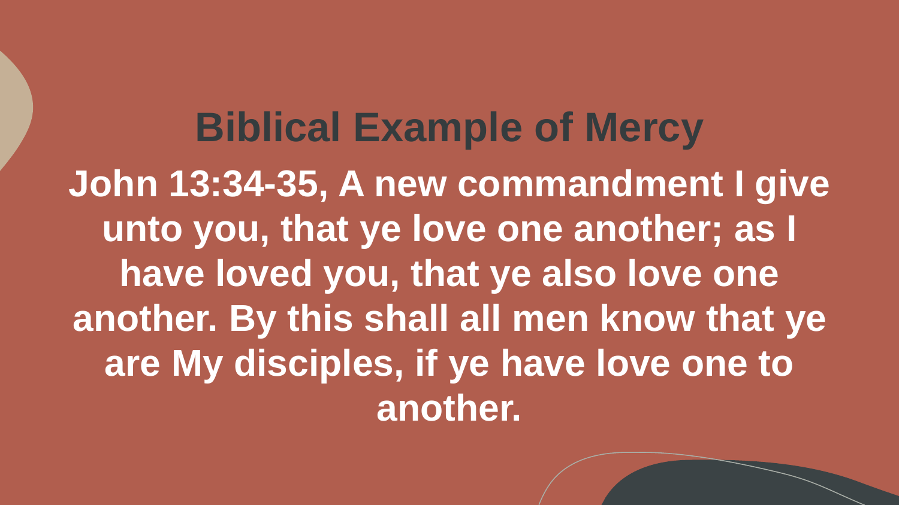# Biblical Example of Mercy

**John 13:34-35, A new commandment I give unto you, that ye love one another; as I have loved you, that ye also love one another. By this shall all men know that ye are My disciples, if ye have love one to another.**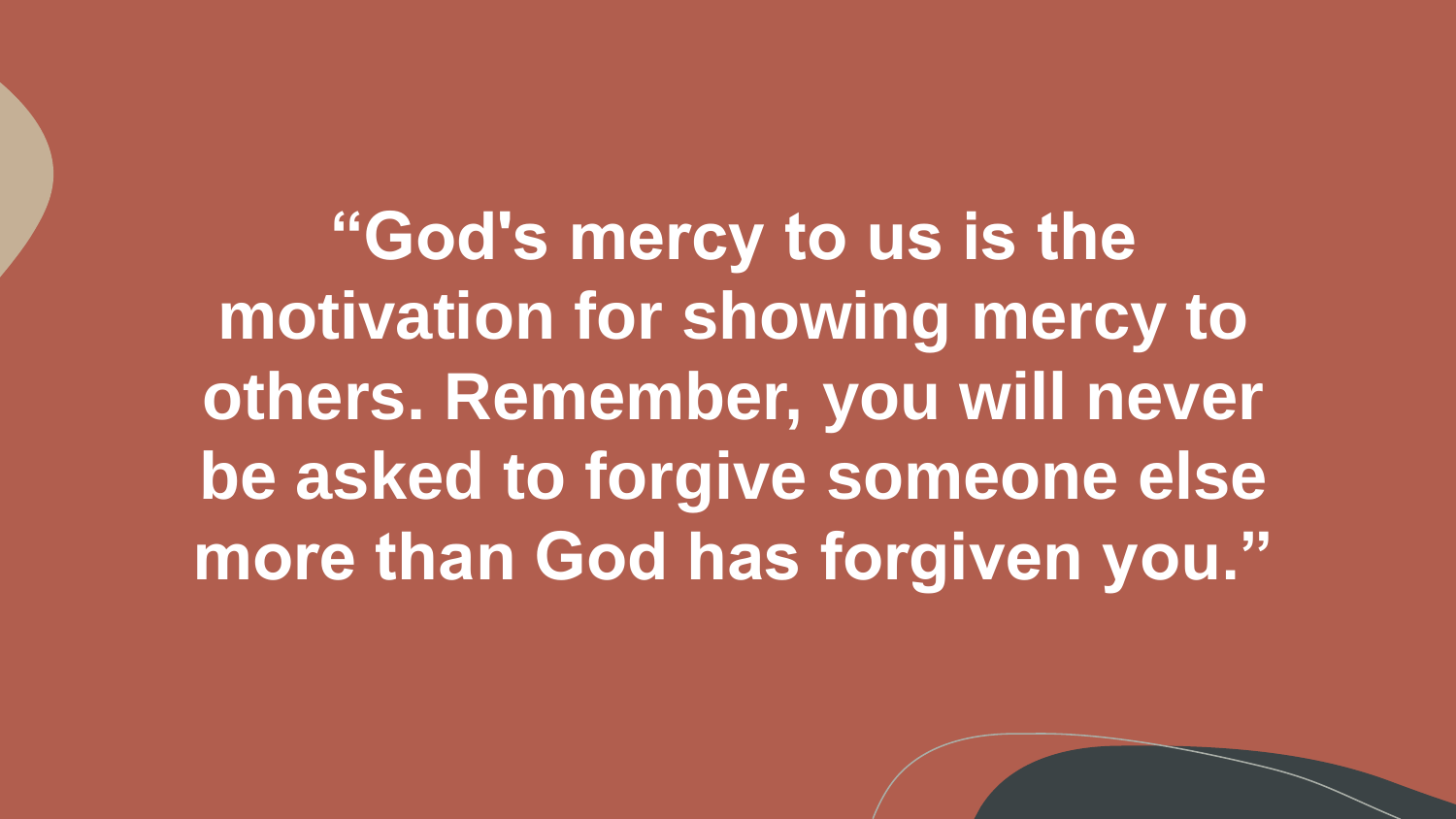**“God's mercy to us is the motivation for showing mercy to others. Remember, you will never be asked to forgive someone else more than God has forgiven you.”**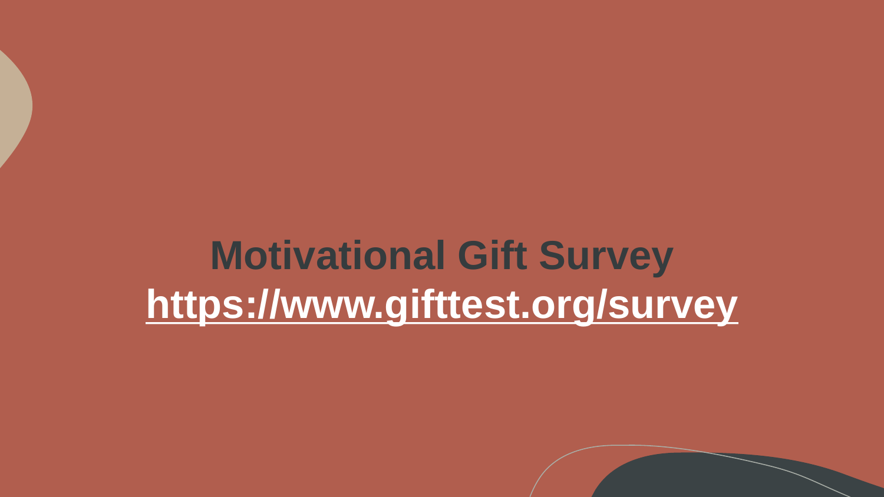**Motivational Gift Survey**

**https://www.gifttest.org/survey**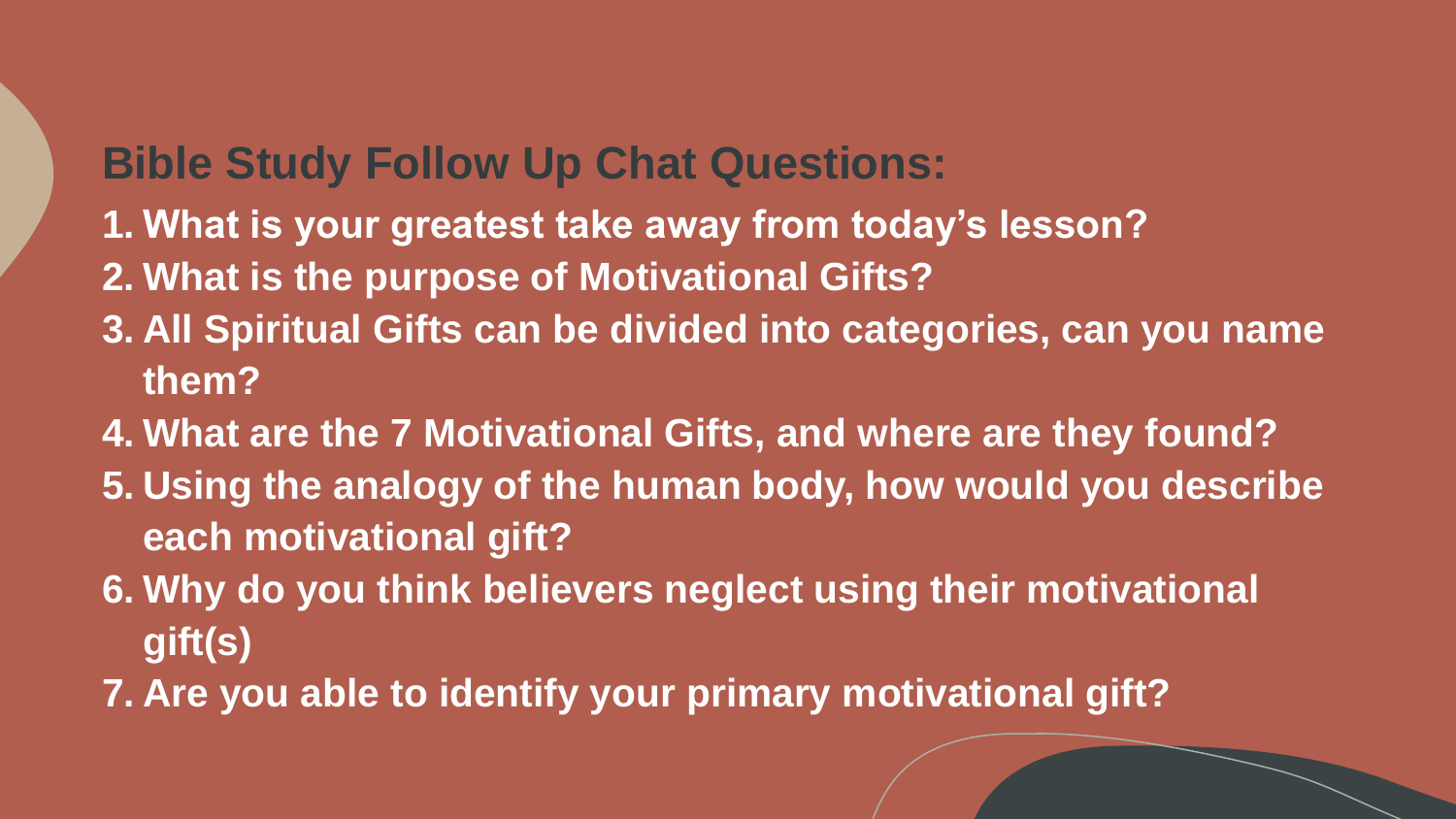## Bible Study Follow Up Chat Questions:

1. **What is your greatest take away from today's lesson?**
2. **What is the purpose of Motivational Gifts?**
3. **All Spiritual Gifts can be divided into categories, can you name them?**
4. **What are the 7 Motivational Gifts, and where are they found?**
5. **Using the analogy of the human body, how would you describe each motivational gift?**
6. **Why do you think believers neglect using their motivational gift(s)**
7. **Are you able to identify your primary motivational gift?**